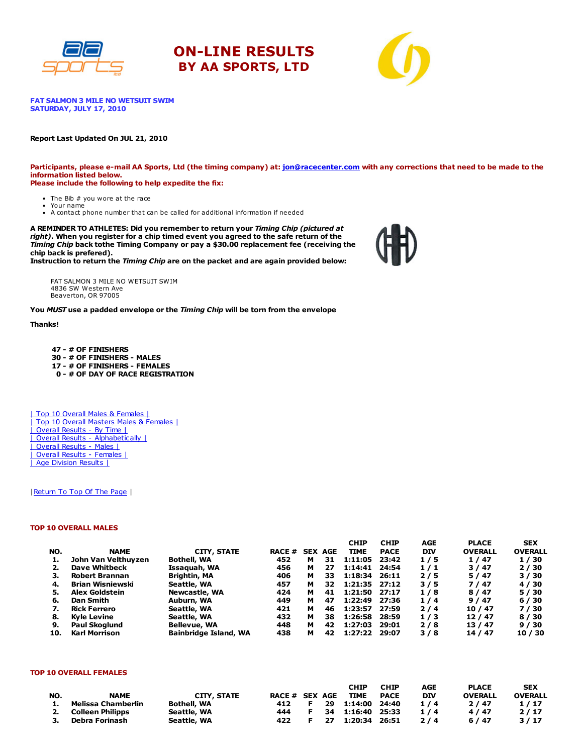# ON-LINE RESULTS
## BY AA SPORTS, LTD

**FAT SALMON 3 MILE NO WETSUIT SWIM**
**SATURDAY, JULY 17, 2010**

**Report Last Updated On JUL 21, 2010**

**Participants, please e-mail AA Sports, Ltd (the timing company) at: jon@racecenter.com with any corrections that need to be made to the information listed below.**
**Please include the following to help expedite the fix:**

- The Bib # you wore at the race
- Your name
- A contact phone number that can be called for additional information if needed

**A REMINDER TO ATHLETES: Did you remember to return your *Timing Chip (pictured at right)*. When you register for a chip timed event you agreed to the safe return of the *Timing Chip* back tothe Timing Company or pay a $30.00 replacement fee (receiving the chip back is prefered).**
**Instruction to return the *Timing Chip* are on the packet and are again provided below:**

FAT SALMON 3 MILE NO WETSUIT SWIM
4836 SW Western Ave
Beaverton, OR 97005

**You *MUST* use a padded envelope or the *Timing Chip* will be torn from the envelope**

**Thanks!**

**47 - # OF FINISHERS**
**30 - # OF FINISHERS - MALES**
**17 - # OF FINISHERS - FEMALES**
**0 - # OF DAY OF RACE REGISTRATION**

| Top 10 Overall Males & Females |
| Top 10 Overall Masters Males & Females |
| Overall Results - By Time |
| Overall Results - Alphabetically |
| Overall Results - Males |
| Overall Results - Females |
| Age Division Results |

|Return To Top Of The Page |

### TOP 10 OVERALL MALES

| NO. | NAME | CITY, STATE | RACE # | SEX | AGE | CHIP TIME | CHIP PACE | AGE DIV | PLACE OVERALL | SEX OVERALL |
|---|---|---|---|---|---|---|---|---|---|---|
| 1. | John Van Velthuyzen | Bothell, WA | 452 | M | 31 | 1:11:05 | 23:42 | 1 / 5 | 1 / 47 | 1 / 30 |
| 2. | Dave Whitbeck | Issaquah, WA | 456 | M | 27 | 1:14:41 | 24:54 | 1 / 1 | 3 / 47 | 2 / 30 |
| 3. | Robert Brannan | Brightin, MA | 406 | M | 33 | 1:18:34 | 26:11 | 2 / 5 | 5 / 47 | 3 / 30 |
| 4. | Brian Wisniewski | Seattle, WA | 457 | M | 32 | 1:21:35 | 27:12 | 3 / 5 | 7 / 47 | 4 / 30 |
| 5. | Alex Goldstein | Newcastle, WA | 424 | M | 41 | 1:21:50 | 27:17 | 1 / 8 | 8 / 47 | 5 / 30 |
| 6. | Dan Smith | Auburn, WA | 449 | M | 47 | 1:22:49 | 27:36 | 1 / 4 | 9 / 47 | 6 / 30 |
| 7. | Rick Ferrero | Seattle, WA | 421 | M | 46 | 1:23:57 | 27:59 | 2 / 4 | 10 / 47 | 7 / 30 |
| 8. | Kyle Levine | Seattle, WA | 432 | M | 38 | 1:26:58 | 28:59 | 1 / 3 | 12 / 47 | 8 / 30 |
| 9. | Paul Skoglund | Bellevue, WA | 448 | M | 42 | 1:27:03 | 29:01 | 2 / 8 | 13 / 47 | 9 / 30 |
| 10. | Karl Morrison | Bainbridge Island, WA | 438 | M | 42 | 1:27:22 | 29:07 | 3 / 8 | 14 / 47 | 10 / 30 |

### TOP 10 OVERALL FEMALES

| NO. | NAME | CITY, STATE | RACE # | SEX | AGE | CHIP TIME | CHIP PACE | AGE DIV | PLACE OVERALL | SEX OVERALL |
|---|---|---|---|---|---|---|---|---|---|---|
| 1. | Melissa Chamberlin | Bothell, WA | 412 | F | 29 | 1:14:00 | 24:40 | 1 / 4 | 2 / 47 | 1 / 17 |
| 2. | Colleen Philipps | Seattle, WA | 444 | F | 34 | 1:16:40 | 25:33 | 1 / 4 | 4 / 47 | 2 / 17 |
| 3. | Debra Forinash | Seattle, WA | 422 | F | 27 | 1:20:34 | 26:51 | 2 / 4 | 6 / 47 | 3 / 17 |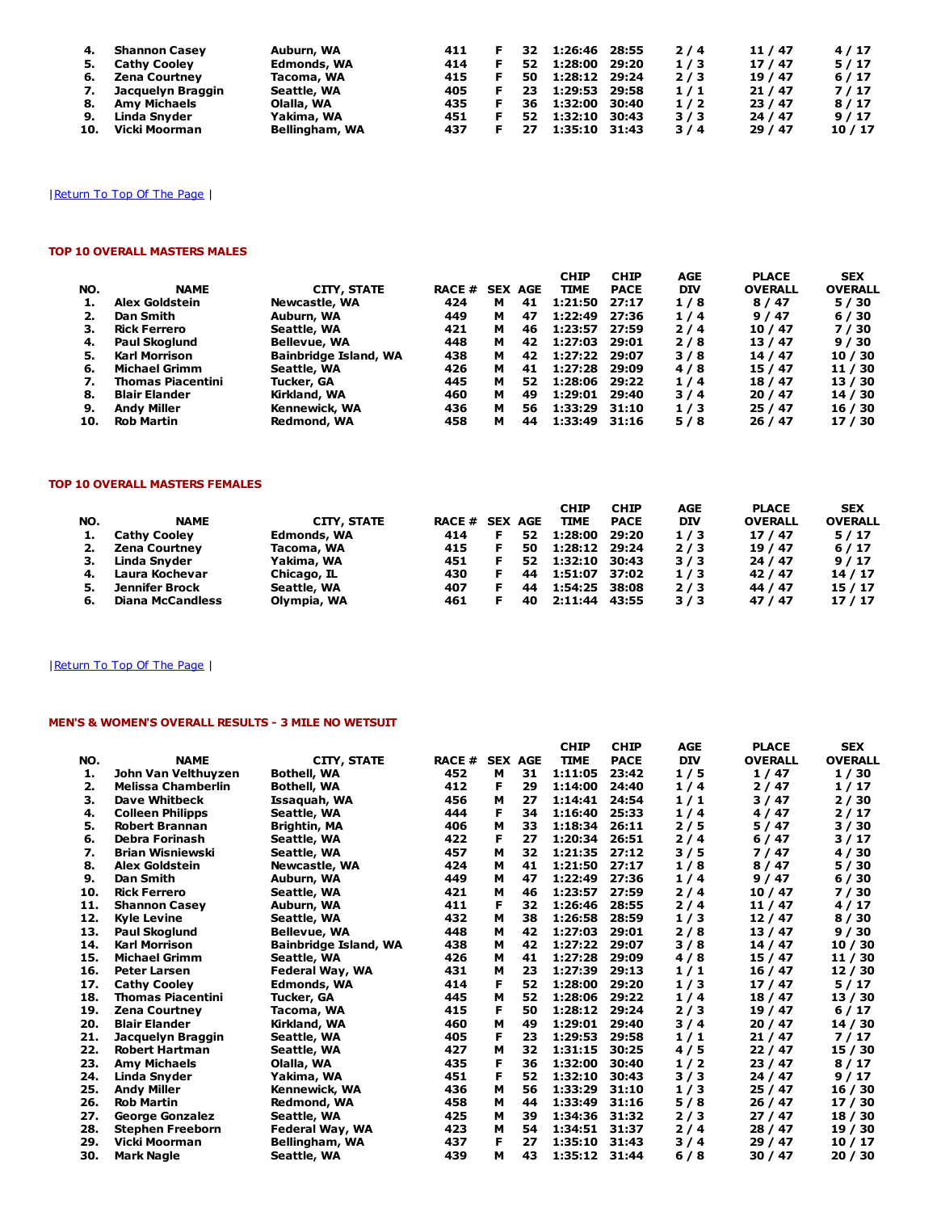| | | | | | | | | | | |
|---|---|---|---|---|---|---|---|---|---|---|
| 4. | Shannon Casey | Auburn, WA | 411 | F | 32 | 1:26:46 | 28:55 | 2 / 4 | 11 / 47 | 4 / 17 |
| 5. | Cathy Cooley | Edmonds, WA | 414 | F | 52 | 1:28:00 | 29:20 | 1 / 3 | 17 / 47 | 5 / 17 |
| 6. | Zena Courtney | Tacoma, WA | 415 | F | 50 | 1:28:12 | 29:24 | 2 / 3 | 19 / 47 | 6 / 17 |
| 7. | Jacquelyn Braggin | Seattle, WA | 405 | F | 23 | 1:29:53 | 29:58 | 1 / 1 | 21 / 47 | 7 / 17 |
| 8. | Amy Michaels | Olalla, WA | 435 | F | 36 | 1:32:00 | 30:40 | 1 / 2 | 23 / 47 | 8 / 17 |
| 9. | Linda Snyder | Yakima, WA | 451 | F | 52 | 1:32:10 | 30:43 | 3 / 3 | 24 / 47 | 9 / 17 |
| 10. | Vicki Moorman | Bellingham, WA | 437 | F | 27 | 1:35:10 | 31:43 | 3 / 4 | 29 / 47 | 10 / 17 |

| Return To Top Of The Page |

## TOP 10 OVERALL MASTERS MALES

| NO. | NAME | CITY, STATE | RACE # | SEX | AGE | CHIP TIME | CHIP PACE | AGE DIV | PLACE OVERALL | SEX OVERALL |
|---|---|---|---|---|---|---|---|---|---|---|
| 1. | Alex Goldstein | Newcastle, WA | 424 | M | 41 | 1:21:50 | 27:17 | 1 / 8 | 8 / 47 | 5 / 30 |
| 2. | Dan Smith | Auburn, WA | 449 | M | 47 | 1:22:49 | 27:36 | 1 / 4 | 9 / 47 | 6 / 30 |
| 3. | Rick Ferrero | Seattle, WA | 421 | M | 46 | 1:23:57 | 27:59 | 2 / 4 | 10 / 47 | 7 / 30 |
| 4. | Paul Skoglund | Bellevue, WA | 448 | M | 42 | 1:27:03 | 29:01 | 2 / 8 | 13 / 47 | 9 / 30 |
| 5. | Karl Morrison | Bainbridge Island, WA | 438 | M | 42 | 1:27:22 | 29:07 | 3 / 8 | 14 / 47 | 10 / 30 |
| 6. | Michael Grimm | Seattle, WA | 426 | M | 41 | 1:27:28 | 29:09 | 4 / 8 | 15 / 47 | 11 / 30 |
| 7. | Thomas Piacentini | Tucker, GA | 445 | M | 52 | 1:28:06 | 29:22 | 1 / 4 | 18 / 47 | 13 / 30 |
| 8. | Blair Elander | Kirkland, WA | 460 | M | 49 | 1:29:01 | 29:40 | 3 / 4 | 20 / 47 | 14 / 30 |
| 9. | Andy Miller | Kennewick, WA | 436 | M | 56 | 1:33:29 | 31:10 | 1 / 3 | 25 / 47 | 16 / 30 |
| 10. | Rob Martin | Redmond, WA | 458 | M | 44 | 1:33:49 | 31:16 | 5 / 8 | 26 / 47 | 17 / 30 |

## TOP 10 OVERALL MASTERS FEMALES

| NO. | NAME | CITY, STATE | RACE # | SEX | AGE | CHIP TIME | CHIP PACE | AGE DIV | PLACE OVERALL | SEX OVERALL |
|---|---|---|---|---|---|---|---|---|---|---|
| 1. | Cathy Cooley | Edmonds, WA | 414 | F | 52 | 1:28:00 | 29:20 | 1 / 3 | 17 / 47 | 5 / 17 |
| 2. | Zena Courtney | Tacoma, WA | 415 | F | 50 | 1:28:12 | 29:24 | 2 / 3 | 19 / 47 | 6 / 17 |
| 3. | Linda Snyder | Yakima, WA | 451 | F | 52 | 1:32:10 | 30:43 | 3 / 3 | 24 / 47 | 9 / 17 |
| 4. | Laura Kochevar | Chicago, IL | 430 | F | 44 | 1:51:07 | 37:02 | 1 / 3 | 42 / 47 | 14 / 17 |
| 5. | Jennifer Brock | Seattle, WA | 407 | F | 44 | 1:54:25 | 38:08 | 2 / 3 | 44 / 47 | 15 / 17 |
| 6. | Diana McCandless | Olympia, WA | 461 | F | 40 | 2:11:44 | 43:55 | 3 / 3 | 47 / 47 | 17 / 17 |

| Return To Top Of The Page |

## MEN'S & WOMEN'S OVERALL RESULTS - 3 MILE NO WETSUIT

| NO. | NAME | CITY, STATE | RACE # | SEX | AGE | CHIP TIME | CHIP PACE | AGE DIV | PLACE OVERALL | SEX OVERALL |
|---|---|---|---|---|---|---|---|---|---|---|
| 1. | John Van Velthuyzen | Bothell, WA | 452 | M | 31 | 1:11:05 | 23:42 | 1 / 5 | 1 / 47 | 1 / 30 |
| 2. | Melissa Chamberlin | Bothell, WA | 412 | F | 29 | 1:14:00 | 24:40 | 1 / 4 | 2 / 47 | 1 / 17 |
| 3. | Dave Whitbeck | Issaquah, WA | 456 | M | 27 | 1:14:41 | 24:54 | 1 / 1 | 3 / 47 | 2 / 30 |
| 4. | Colleen Philipps | Seattle, WA | 444 | F | 34 | 1:16:40 | 25:33 | 1 / 4 | 4 / 47 | 2 / 17 |
| 5. | Robert Brannan | Brightin, MA | 406 | M | 33 | 1:18:34 | 26:11 | 2 / 5 | 5 / 47 | 3 / 30 |
| 6. | Debra Forinash | Seattle, WA | 422 | F | 27 | 1:20:34 | 26:51 | 2 / 4 | 6 / 47 | 3 / 17 |
| 7. | Brian Wisniewski | Seattle, WA | 457 | M | 32 | 1:21:35 | 27:12 | 3 / 5 | 7 / 47 | 4 / 30 |
| 8. | Alex Goldstein | Newcastle, WA | 424 | M | 41 | 1:21:50 | 27:17 | 1 / 8 | 8 / 47 | 5 / 30 |
| 9. | Dan Smith | Auburn, WA | 449 | M | 47 | 1:22:49 | 27:36 | 1 / 4 | 9 / 47 | 6 / 30 |
| 10. | Rick Ferrero | Seattle, WA | 421 | M | 46 | 1:23:57 | 27:59 | 2 / 4 | 10 / 47 | 7 / 30 |
| 11. | Shannon Casey | Auburn, WA | 411 | F | 32 | 1:26:46 | 28:55 | 2 / 4 | 11 / 47 | 4 / 17 |
| 12. | Kyle Levine | Seattle, WA | 432 | M | 38 | 1:26:58 | 28:59 | 1 / 3 | 12 / 47 | 8 / 30 |
| 13. | Paul Skoglund | Bellevue, WA | 448 | M | 42 | 1:27:03 | 29:01 | 2 / 8 | 13 / 47 | 9 / 30 |
| 14. | Karl Morrison | Bainbridge Island, WA | 438 | M | 42 | 1:27:22 | 29:07 | 3 / 8 | 14 / 47 | 10 / 30 |
| 15. | Michael Grimm | Seattle, WA | 426 | M | 41 | 1:27:28 | 29:09 | 4 / 8 | 15 / 47 | 11 / 30 |
| 16. | Peter Larsen | Federal Way, WA | 431 | M | 23 | 1:27:39 | 29:13 | 1 / 1 | 16 / 47 | 12 / 30 |
| 17. | Cathy Cooley | Edmonds, WA | 414 | F | 52 | 1:28:00 | 29:20 | 1 / 3 | 17 / 47 | 5 / 17 |
| 18. | Thomas Piacentini | Tucker, GA | 445 | M | 52 | 1:28:06 | 29:22 | 1 / 4 | 18 / 47 | 13 / 30 |
| 19. | Zena Courtney | Tacoma, WA | 415 | F | 50 | 1:28:12 | 29:24 | 2 / 3 | 19 / 47 | 6 / 17 |
| 20. | Blair Elander | Kirkland, WA | 460 | M | 49 | 1:29:01 | 29:40 | 3 / 4 | 20 / 47 | 14 / 30 |
| 21. | Jacquelyn Braggin | Seattle, WA | 405 | F | 23 | 1:29:53 | 29:58 | 1 / 1 | 21 / 47 | 7 / 17 |
| 22. | Robert Hartman | Seattle, WA | 427 | M | 32 | 1:31:15 | 30:25 | 4 / 5 | 22 / 47 | 15 / 30 |
| 23. | Amy Michaels | Olalla, WA | 435 | F | 36 | 1:32:00 | 30:40 | 1 / 2 | 23 / 47 | 8 / 17 |
| 24. | Linda Snyder | Yakima, WA | 451 | F | 52 | 1:32:10 | 30:43 | 3 / 3 | 24 / 47 | 9 / 17 |
| 25. | Andy Miller | Kennewick, WA | 436 | M | 56 | 1:33:29 | 31:10 | 1 / 3 | 25 / 47 | 16 / 30 |
| 26. | Rob Martin | Redmond, WA | 458 | M | 44 | 1:33:49 | 31:16 | 5 / 8 | 26 / 47 | 17 / 30 |
| 27. | George Gonzalez | Seattle, WA | 425 | M | 39 | 1:34:36 | 31:32 | 2 / 3 | 27 / 47 | 18 / 30 |
| 28. | Stephen Freeborn | Federal Way, WA | 423 | M | 54 | 1:34:51 | 31:37 | 2 / 4 | 28 / 47 | 19 / 30 |
| 29. | Vicki Moorman | Bellingham, WA | 437 | F | 27 | 1:35:10 | 31:43 | 3 / 4 | 29 / 47 | 10 / 17 |
| 30. | Mark Nagle | Seattle, WA | 439 | M | 43 | 1:35:12 | 31:44 | 6 / 8 | 30 / 47 | 20 / 30 |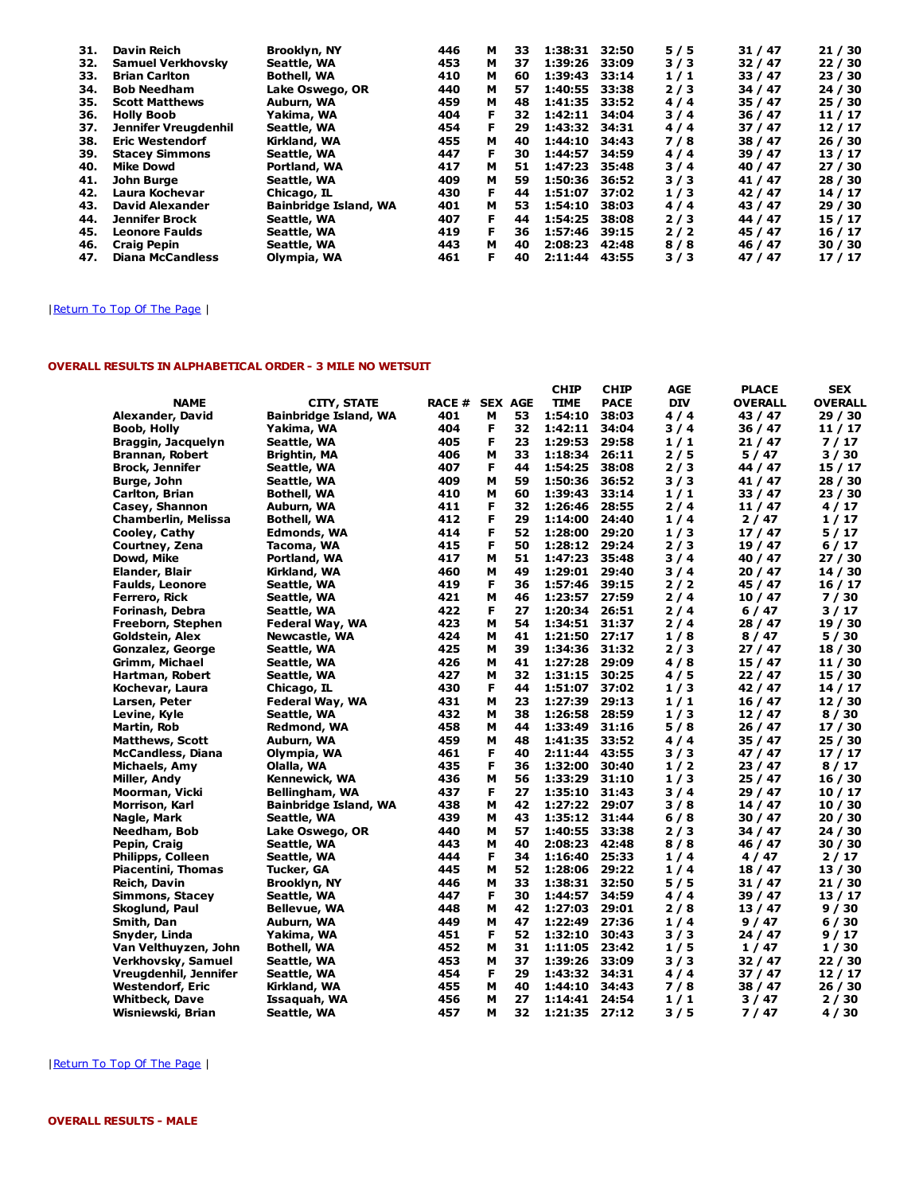| | | | | | | | | | | |
|---|---|---|---|---|---|---|---|---|---|---|
| 31. | Davin Reich | Brooklyn, NY | 446 | M | 33 | 1:38:31 | 32:50 | 5 / 5 | 31 / 47 | 21 / 30 |
| 32. | Samuel Verkhovsky | Seattle, WA | 453 | M | 37 | 1:39:26 | 33:09 | 3 / 3 | 32 / 47 | 22 / 30 |
| 33. | Brian Carlton | Bothell, WA | 410 | M | 60 | 1:39:43 | 33:14 | 1 / 1 | 33 / 47 | 23 / 30 |
| 34. | Bob Needham | Lake Oswego, OR | 440 | M | 57 | 1:40:55 | 33:38 | 2 / 3 | 34 / 47 | 24 / 30 |
| 35. | Scott Matthews | Auburn, WA | 459 | M | 48 | 1:41:35 | 33:52 | 4 / 4 | 35 / 47 | 25 / 30 |
| 36. | Holly Boob | Yakima, WA | 404 | F | 32 | 1:42:11 | 34:04 | 3 / 4 | 36 / 47 | 11 / 17 |
| 37. | Jennifer Vreugdenhil | Seattle, WA | 454 | F | 29 | 1:43:32 | 34:31 | 4 / 4 | 37 / 47 | 12 / 17 |
| 38. | Eric Westendorf | Kirkland, WA | 455 | M | 40 | 1:44:10 | 34:43 | 7 / 8 | 38 / 47 | 26 / 30 |
| 39. | Stacey Simmons | Seattle, WA | 447 | F | 30 | 1:44:57 | 34:59 | 4 / 4 | 39 / 47 | 13 / 17 |
| 40. | Mike Dowd | Portland, WA | 417 | M | 51 | 1:47:23 | 35:48 | 3 / 4 | 40 / 47 | 27 / 30 |
| 41. | John Burge | Seattle, WA | 409 | M | 59 | 1:50:36 | 36:52 | 3 / 3 | 41 / 47 | 28 / 30 |
| 42. | Laura Kochevar | Chicago, IL | 430 | F | 44 | 1:51:07 | 37:02 | 1 / 3 | 42 / 47 | 14 / 17 |
| 43. | David Alexander | Bainbridge Island, WA | 401 | M | 53 | 1:54:10 | 38:03 | 4 / 4 | 43 / 47 | 29 / 30 |
| 44. | Jennifer Brock | Seattle, WA | 407 | F | 44 | 1:54:25 | 38:08 | 2 / 3 | 44 / 47 | 15 / 17 |
| 45. | Leonore Faulds | Seattle, WA | 419 | F | 36 | 1:57:46 | 39:15 | 2 / 2 | 45 / 47 | 16 / 17 |
| 46. | Craig Pepin | Seattle, WA | 443 | M | 40 | 2:08:23 | 42:48 | 8 / 8 | 46 / 47 | 30 / 30 |
| 47. | Diana McCandless | Olympia, WA | 461 | F | 40 | 2:11:44 | 43:55 | 3 / 3 | 47 / 47 | 17 / 17 |

| Return To Top Of The Page |

## OVERALL RESULTS IN ALPHABETICAL ORDER - 3 MILE NO WETSUIT

| NAME | CITY, STATE | RACE # | SEX | AGE | CHIP TIME | CHIP PACE | AGE DIV | PLACE OVERALL | SEX OVERALL |
|---|---|---|---|---|---|---|---|---|---|
| Alexander, David | Bainbridge Island, WA | 401 | M | 53 | 1:54:10 | 38:03 | 4 / 4 | 43 / 47 | 29 / 30 |
| Boob, Holly | Yakima, WA | 404 | F | 32 | 1:42:11 | 34:04 | 3 / 4 | 36 / 47 | 11 / 17 |
| Braggin, Jacquelyn | Seattle, WA | 405 | F | 23 | 1:29:53 | 29:58 | 1 / 1 | 21 / 47 | 7 / 17 |
| Brannan, Robert | Brightin, MA | 406 | M | 33 | 1:18:34 | 26:11 | 2 / 5 | 5 / 47 | 3 / 30 |
| Brock, Jennifer | Seattle, WA | 407 | F | 44 | 1:54:25 | 38:08 | 2 / 3 | 44 / 47 | 15 / 17 |
| Burge, John | Seattle, WA | 409 | M | 59 | 1:50:36 | 36:52 | 3 / 3 | 41 / 47 | 28 / 30 |
| Carlton, Brian | Bothell, WA | 410 | M | 60 | 1:39:43 | 33:14 | 1 / 1 | 33 / 47 | 23 / 30 |
| Casey, Shannon | Auburn, WA | 411 | F | 32 | 1:26:46 | 28:55 | 2 / 4 | 11 / 47 | 4 / 17 |
| Chamberlin, Melissa | Bothell, WA | 412 | F | 29 | 1:14:00 | 24:40 | 1 / 4 | 2 / 47 | 1 / 17 |
| Cooley, Cathy | Edmonds, WA | 414 | F | 52 | 1:28:00 | 29:20 | 1 / 3 | 17 / 47 | 5 / 17 |
| Courtney, Zena | Tacoma, WA | 415 | F | 50 | 1:28:12 | 29:24 | 2 / 3 | 19 / 47 | 6 / 17 |
| Dowd, Mike | Portland, WA | 417 | M | 51 | 1:47:23 | 35:48 | 3 / 4 | 40 / 47 | 27 / 30 |
| Elander, Blair | Kirkland, WA | 460 | M | 49 | 1:29:01 | 29:40 | 3 / 4 | 20 / 47 | 14 / 30 |
| Faulds, Leonore | Seattle, WA | 419 | F | 36 | 1:57:46 | 39:15 | 2 / 2 | 45 / 47 | 16 / 17 |
| Ferrero, Rick | Seattle, WA | 421 | M | 46 | 1:23:57 | 27:59 | 2 / 4 | 10 / 47 | 7 / 30 |
| Forinash, Debra | Seattle, WA | 422 | F | 27 | 1:20:34 | 26:51 | 2 / 4 | 6 / 47 | 3 / 17 |
| Freeborn, Stephen | Federal Way, WA | 423 | M | 54 | 1:34:51 | 31:37 | 2 / 4 | 28 / 47 | 19 / 30 |
| Goldstein, Alex | Newcastle, WA | 424 | M | 41 | 1:21:50 | 27:17 | 1 / 8 | 8 / 47 | 5 / 30 |
| Gonzalez, George | Seattle, WA | 425 | M | 39 | 1:34:36 | 31:32 | 2 / 3 | 27 / 47 | 18 / 30 |
| Grimm, Michael | Seattle, WA | 426 | M | 41 | 1:27:28 | 29:09 | 4 / 8 | 15 / 47 | 11 / 30 |
| Hartman, Robert | Seattle, WA | 427 | M | 32 | 1:31:15 | 30:25 | 4 / 5 | 22 / 47 | 15 / 30 |
| Kochevar, Laura | Chicago, IL | 430 | F | 44 | 1:51:07 | 37:02 | 1 / 3 | 42 / 47 | 14 / 17 |
| Larsen, Peter | Federal Way, WA | 431 | M | 23 | 1:27:39 | 29:13 | 1 / 1 | 16 / 47 | 12 / 30 |
| Levine, Kyle | Seattle, WA | 432 | M | 38 | 1:26:58 | 28:59 | 1 / 3 | 12 / 47 | 8 / 30 |
| Martin, Rob | Redmond, WA | 458 | M | 44 | 1:33:49 | 31:16 | 5 / 8 | 26 / 47 | 17 / 30 |
| Matthews, Scott | Auburn, WA | 459 | M | 48 | 1:41:35 | 33:52 | 4 / 4 | 35 / 47 | 25 / 30 |
| McCandless, Diana | Olympia, WA | 461 | F | 40 | 2:11:44 | 43:55 | 3 / 3 | 47 / 47 | 17 / 17 |
| Michaels, Amy | Olalla, WA | 435 | F | 36 | 1:32:00 | 30:40 | 1 / 2 | 23 / 47 | 8 / 17 |
| Miller, Andy | Kennewick, WA | 436 | M | 56 | 1:33:29 | 31:10 | 1 / 3 | 25 / 47 | 16 / 30 |
| Moorman, Vicki | Bellingham, WA | 437 | F | 27 | 1:35:10 | 31:43 | 3 / 4 | 29 / 47 | 10 / 17 |
| Morrison, Karl | Bainbridge Island, WA | 438 | M | 42 | 1:27:22 | 29:07 | 3 / 8 | 14 / 47 | 10 / 30 |
| Nagle, Mark | Seattle, WA | 439 | M | 43 | 1:35:12 | 31:44 | 6 / 8 | 30 / 47 | 20 / 30 |
| Needham, Bob | Lake Oswego, OR | 440 | M | 57 | 1:40:55 | 33:38 | 2 / 3 | 34 / 47 | 24 / 30 |
| Pepin, Craig | Seattle, WA | 443 | M | 40 | 2:08:23 | 42:48 | 8 / 8 | 46 / 47 | 30 / 30 |
| Philipps, Colleen | Seattle, WA | 444 | F | 34 | 1:16:40 | 25:33 | 1 / 4 | 4 / 47 | 2 / 17 |
| Piacentini, Thomas | Tucker, GA | 445 | M | 52 | 1:28:06 | 29:22 | 1 / 4 | 18 / 47 | 13 / 30 |
| Reich, Davin | Brooklyn, NY | 446 | M | 33 | 1:38:31 | 32:50 | 5 / 5 | 31 / 47 | 21 / 30 |
| Simmons, Stacey | Seattle, WA | 447 | F | 30 | 1:44:57 | 34:59 | 4 / 4 | 39 / 47 | 13 / 17 |
| Skoglund, Paul | Bellevue, WA | 448 | M | 42 | 1:27:03 | 29:01 | 2 / 8 | 13 / 47 | 9 / 30 |
| Smith, Dan | Auburn, WA | 449 | M | 47 | 1:22:49 | 27:36 | 1 / 4 | 9 / 47 | 6 / 30 |
| Snyder, Linda | Yakima, WA | 451 | F | 52 | 1:32:10 | 30:43 | 3 / 3 | 24 / 47 | 9 / 17 |
| Van Velthuyzen, John | Bothell, WA | 452 | M | 31 | 1:11:05 | 23:42 | 1 / 5 | 1 / 47 | 1 / 30 |
| Verkhovsky, Samuel | Seattle, WA | 453 | M | 37 | 1:39:26 | 33:09 | 3 / 3 | 32 / 47 | 22 / 30 |
| Vreugdenhil, Jennifer | Seattle, WA | 454 | F | 29 | 1:43:32 | 34:31 | 4 / 4 | 37 / 47 | 12 / 17 |
| Westendorf, Eric | Kirkland, WA | 455 | M | 40 | 1:44:10 | 34:43 | 7 / 8 | 38 / 47 | 26 / 30 |
| Whitbeck, Dave | Issaquah, WA | 456 | M | 27 | 1:14:41 | 24:54 | 1 / 1 | 3 / 47 | 2 / 30 |
| Wisniewski, Brian | Seattle, WA | 457 | M | 32 | 1:21:35 | 27:12 | 3 / 5 | 7 / 47 | 4 / 30 |

| Return To Top Of The Page |

## OVERALL RESULTS - MALE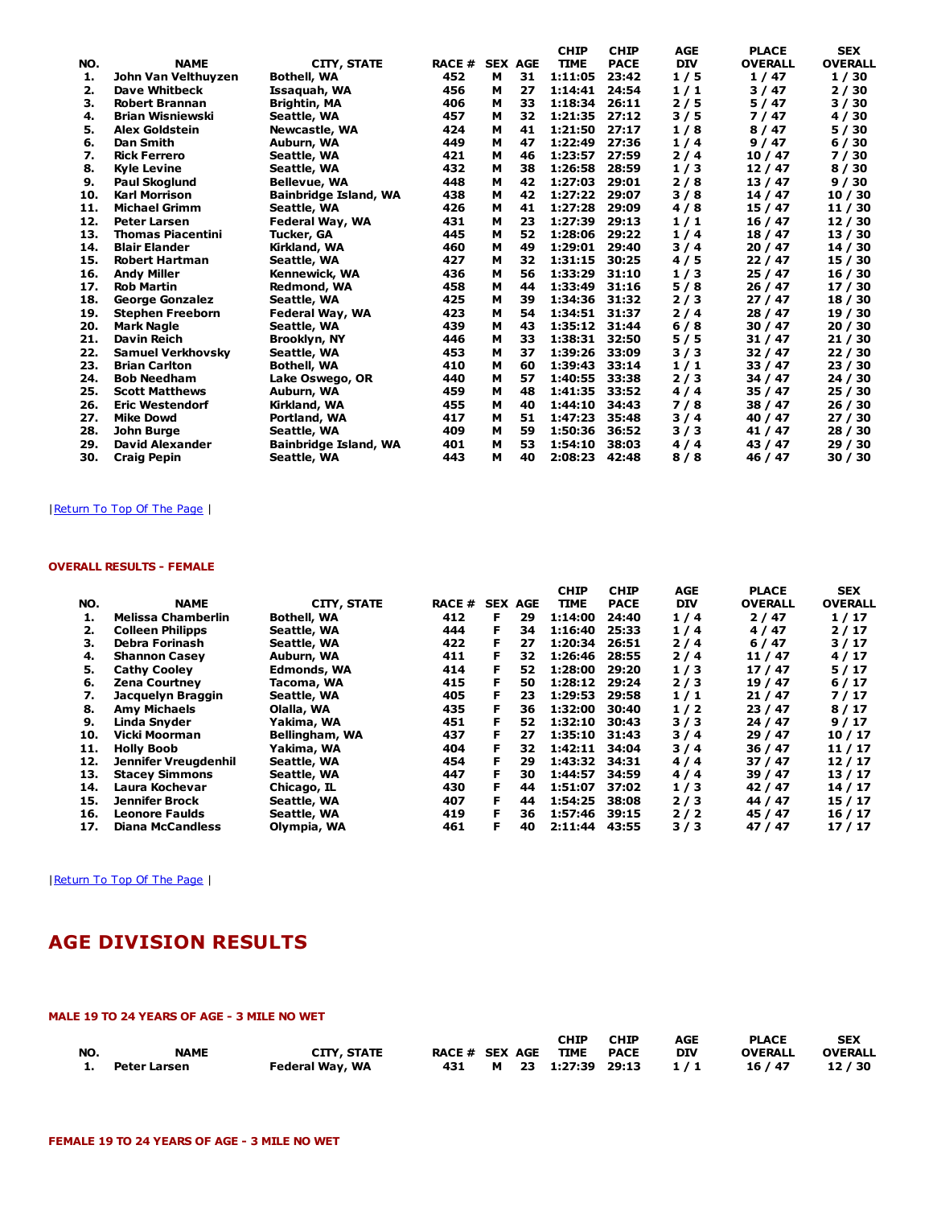| NO. | NAME | CITY, STATE | RACE # | SEX | AGE | CHIP TIME | CHIP PACE | AGE DIV | PLACE OVERALL | SEX OVERALL |
|---|---|---|---|---|---|---|---|---|---|---|
| 1. | John Van Velthuyzen | Bothell, WA | 452 | M | 31 | 1:11:05 | 23:42 | 1 / 5 | 1 / 47 | 1 / 30 |
| 2. | Dave Whitbeck | Issaquah, WA | 456 | M | 27 | 1:14:41 | 24:54 | 1 / 1 | 3 / 47 | 2 / 30 |
| 3. | Robert Brannan | Brightin, MA | 406 | M | 33 | 1:18:34 | 26:11 | 2 / 5 | 5 / 47 | 3 / 30 |
| 4. | Brian Wisniewski | Seattle, WA | 457 | M | 32 | 1:21:35 | 27:12 | 3 / 5 | 7 / 47 | 4 / 30 |
| 5. | Alex Goldstein | Newcastle, WA | 424 | M | 41 | 1:21:50 | 27:17 | 1 / 8 | 8 / 47 | 5 / 30 |
| 6. | Dan Smith | Auburn, WA | 449 | M | 47 | 1:22:49 | 27:36 | 1 / 4 | 9 / 47 | 6 / 30 |
| 7. | Rick Ferrero | Seattle, WA | 421 | M | 46 | 1:23:57 | 27:59 | 2 / 4 | 10 / 47 | 7 / 30 |
| 8. | Kyle Levine | Seattle, WA | 432 | M | 38 | 1:26:58 | 28:59 | 1 / 3 | 12 / 47 | 8 / 30 |
| 9. | Paul Skoglund | Bellevue, WA | 448 | M | 42 | 1:27:03 | 29:01 | 2 / 8 | 13 / 47 | 9 / 30 |
| 10. | Karl Morrison | Bainbridge Island, WA | 438 | M | 42 | 1:27:22 | 29:07 | 3 / 8 | 14 / 47 | 10 / 30 |
| 11. | Michael Grimm | Seattle, WA | 426 | M | 41 | 1:27:28 | 29:09 | 4 / 8 | 15 / 47 | 11 / 30 |
| 12. | Peter Larsen | Federal Way, WA | 431 | M | 23 | 1:27:39 | 29:13 | 1 / 1 | 16 / 47 | 12 / 30 |
| 13. | Thomas Piacentini | Tucker, GA | 445 | M | 52 | 1:28:06 | 29:22 | 1 / 4 | 18 / 47 | 13 / 30 |
| 14. | Blair Elander | Kirkland, WA | 460 | M | 49 | 1:29:01 | 29:40 | 3 / 4 | 20 / 47 | 14 / 30 |
| 15. | Robert Hartman | Seattle, WA | 427 | M | 32 | 1:31:15 | 30:25 | 4 / 5 | 22 / 47 | 15 / 30 |
| 16. | Andy Miller | Kennewick, WA | 436 | M | 56 | 1:33:29 | 31:10 | 1 / 3 | 25 / 47 | 16 / 30 |
| 17. | Rob Martin | Redmond, WA | 458 | M | 44 | 1:33:49 | 31:16 | 5 / 8 | 26 / 47 | 17 / 30 |
| 18. | George Gonzalez | Seattle, WA | 425 | M | 39 | 1:34:36 | 31:32 | 2 / 3 | 27 / 47 | 18 / 30 |
| 19. | Stephen Freeborn | Federal Way, WA | 423 | M | 54 | 1:34:51 | 31:37 | 2 / 4 | 28 / 47 | 19 / 30 |
| 20. | Mark Nagle | Seattle, WA | 439 | M | 43 | 1:35:12 | 31:44 | 6 / 8 | 30 / 47 | 20 / 30 |
| 21. | Davin Reich | Brooklyn, NY | 446 | M | 33 | 1:38:31 | 32:50 | 5 / 5 | 31 / 47 | 21 / 30 |
| 22. | Samuel Verkhovsky | Seattle, WA | 453 | M | 37 | 1:39:26 | 33:09 | 3 / 3 | 32 / 47 | 22 / 30 |
| 23. | Brian Carlton | Bothell, WA | 410 | M | 60 | 1:39:43 | 33:14 | 1 / 1 | 33 / 47 | 23 / 30 |
| 24. | Bob Needham | Lake Oswego, OR | 440 | M | 57 | 1:40:55 | 33:38 | 2 / 3 | 34 / 47 | 24 / 30 |
| 25. | Scott Matthews | Auburn, WA | 459 | M | 48 | 1:41:35 | 33:52 | 4 / 4 | 35 / 47 | 25 / 30 |
| 26. | Eric Westendorf | Kirkland, WA | 455 | M | 40 | 1:44:10 | 34:43 | 7 / 8 | 38 / 47 | 26 / 30 |
| 27. | Mike Dowd | Portland, WA | 417 | M | 51 | 1:47:23 | 35:48 | 3 / 4 | 40 / 47 | 27 / 30 |
| 28. | John Burge | Seattle, WA | 409 | M | 59 | 1:50:36 | 36:52 | 3 / 3 | 41 / 47 | 28 / 30 |
| 29. | David Alexander | Bainbridge Island, WA | 401 | M | 53 | 1:54:10 | 38:03 | 4 / 4 | 43 / 47 | 29 / 30 |
| 30. | Craig Pepin | Seattle, WA | 443 | M | 40 | 2:08:23 | 42:48 | 8 / 8 | 46 / 47 | 30 / 30 |

| Return To Top Of The Page |

#### OVERALL RESULTS - FEMALE

| NO. | NAME | CITY, STATE | RACE # | SEX | AGE | CHIP TIME | CHIP PACE | AGE DIV | PLACE OVERALL | SEX OVERALL |
|---|---|---|---|---|---|---|---|---|---|---|
| 1. | Melissa Chamberlin | Bothell, WA | 412 | F | 29 | 1:14:00 | 24:40 | 1 / 4 | 2 / 47 | 1 / 17 |
| 2. | Colleen Philipps | Seattle, WA | 444 | F | 34 | 1:16:40 | 25:33 | 1 / 4 | 4 / 47 | 2 / 17 |
| 3. | Debra Forinash | Seattle, WA | 422 | F | 27 | 1:20:34 | 26:51 | 2 / 4 | 6 / 47 | 3 / 17 |
| 4. | Shannon Casey | Auburn, WA | 411 | F | 32 | 1:26:46 | 28:55 | 2 / 4 | 11 / 47 | 4 / 17 |
| 5. | Cathy Cooley | Edmonds, WA | 414 | F | 52 | 1:28:00 | 29:20 | 1 / 3 | 17 / 47 | 5 / 17 |
| 6. | Zena Courtney | Tacoma, WA | 415 | F | 50 | 1:28:12 | 29:24 | 2 / 3 | 19 / 47 | 6 / 17 |
| 7. | Jacquelyn Braggin | Seattle, WA | 405 | F | 23 | 1:29:53 | 29:58 | 1 / 1 | 21 / 47 | 7 / 17 |
| 8. | Amy Michaels | Olalla, WA | 435 | F | 36 | 1:32:00 | 30:40 | 1 / 2 | 23 / 47 | 8 / 17 |
| 9. | Linda Snyder | Yakima, WA | 451 | F | 52 | 1:32:10 | 30:43 | 3 / 3 | 24 / 47 | 9 / 17 |
| 10. | Vicki Moorman | Bellingham, WA | 437 | F | 27 | 1:35:10 | 31:43 | 3 / 4 | 29 / 47 | 10 / 17 |
| 11. | Holly Boob | Yakima, WA | 404 | F | 32 | 1:42:11 | 34:04 | 3 / 4 | 36 / 47 | 11 / 17 |
| 12. | Jennifer Vreugdenhil | Seattle, WA | 454 | F | 29 | 1:43:32 | 34:31 | 4 / 4 | 37 / 47 | 12 / 17 |
| 13. | Stacey Simmons | Seattle, WA | 447 | F | 30 | 1:44:57 | 34:59 | 4 / 4 | 39 / 47 | 13 / 17 |
| 14. | Laura Kochevar | Chicago, IL | 430 | F | 44 | 1:51:07 | 37:02 | 1 / 3 | 42 / 47 | 14 / 17 |
| 15. | Jennifer Brock | Seattle, WA | 407 | F | 44 | 1:54:25 | 38:08 | 2 / 3 | 44 / 47 | 15 / 17 |
| 16. | Leonore Faulds | Seattle, WA | 419 | F | 36 | 1:57:46 | 39:15 | 2 / 2 | 45 / 47 | 16 / 17 |
| 17. | Diana McCandless | Olympia, WA | 461 | F | 40 | 2:11:44 | 43:55 | 3 / 3 | 47 / 47 | 17 / 17 |

| Return To Top Of The Page |

## AGE DIVISION RESULTS

#### MALE 19 TO 24 YEARS OF AGE - 3 MILE NO WET

| NO. | NAME | CITY, STATE | RACE # | SEX | AGE | CHIP TIME | CHIP PACE | AGE DIV | PLACE OVERALL | SEX OVERALL |
|---|---|---|---|---|---|---|---|---|---|---|
| 1. | Peter Larsen | Federal Way, WA | 431 | M | 23 | 1:27:39 | 29:13 | 1 / 1 | 16 / 47 | 12 / 30 |

#### FEMALE 19 TO 24 YEARS OF AGE - 3 MILE NO WET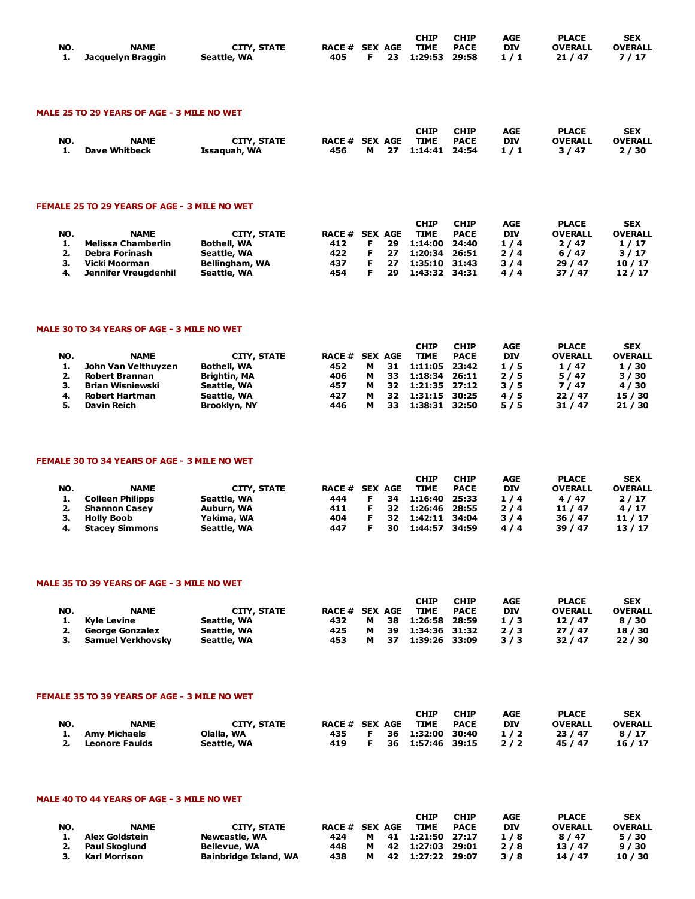| NO. | NAME | CITY, STATE | RACE # | SEX | AGE | CHIP TIME | CHIP PACE | AGE DIV | PLACE OVERALL | SEX OVERALL |
|---|---|---|---|---|---|---|---|---|---|---|
| 1. | Jacquelyn Braggin | Seattle, WA | 405 | F | 23 | 1:29:53 | 29:58 | 1 / 1 | 21 / 47 | 7 / 17 |

### MALE 25 TO 29 YEARS OF AGE - 3 MILE NO WET

| NO. | NAME | CITY, STATE | RACE # | SEX | AGE | CHIP TIME | CHIP PACE | AGE DIV | PLACE OVERALL | SEX OVERALL |
|---|---|---|---|---|---|---|---|---|---|---|
| 1. | Dave Whitbeck | Issaquah, WA | 456 | M | 27 | 1:14:41 | 24:54 | 1 / 1 | 3 / 47 | 2 / 30 |

### FEMALE 25 TO 29 YEARS OF AGE - 3 MILE NO WET

| NO. | NAME | CITY, STATE | RACE # | SEX | AGE | CHIP TIME | CHIP PACE | AGE DIV | PLACE OVERALL | SEX OVERALL |
|---|---|---|---|---|---|---|---|---|---|---|
| 1. | Melissa Chamberlin | Bothell, WA | 412 | F | 29 | 1:14:00 | 24:40 | 1 / 4 | 2 / 47 | 1 / 17 |
| 2. | Debra Forinash | Seattle, WA | 422 | F | 27 | 1:20:34 | 26:51 | 2 / 4 | 6 / 47 | 3 / 17 |
| 3. | Vicki Moorman | Bellingham, WA | 437 | F | 27 | 1:35:10 | 31:43 | 3 / 4 | 29 / 47 | 10 / 17 |
| 4. | Jennifer Vreugdenhil | Seattle, WA | 454 | F | 29 | 1:43:32 | 34:31 | 4 / 4 | 37 / 47 | 12 / 17 |

### MALE 30 TO 34 YEARS OF AGE - 3 MILE NO WET

| NO. | NAME | CITY, STATE | RACE # | SEX | AGE | CHIP TIME | CHIP PACE | AGE DIV | PLACE OVERALL | SEX OVERALL |
|---|---|---|---|---|---|---|---|---|---|---|
| 1. | John Van Velthuyzen | Bothell, WA | 452 | M | 31 | 1:11:05 | 23:42 | 1 / 5 | 1 / 47 | 1 / 30 |
| 2. | Robert Brannan | Brightin, MA | 406 | M | 33 | 1:18:34 | 26:11 | 2 / 5 | 5 / 47 | 3 / 30 |
| 3. | Brian Wisniewski | Seattle, WA | 457 | M | 32 | 1:21:35 | 27:12 | 3 / 5 | 7 / 47 | 4 / 30 |
| 4. | Robert Hartman | Seattle, WA | 427 | M | 32 | 1:31:15 | 30:25 | 4 / 5 | 22 / 47 | 15 / 30 |
| 5. | Davin Reich | Brooklyn, NY | 446 | M | 33 | 1:38:31 | 32:50 | 5 / 5 | 31 / 47 | 21 / 30 |

### FEMALE 30 TO 34 YEARS OF AGE - 3 MILE NO WET

| NO. | NAME | CITY, STATE | RACE # | SEX | AGE | CHIP TIME | CHIP PACE | AGE DIV | PLACE OVERALL | SEX OVERALL |
|---|---|---|---|---|---|---|---|---|---|---|
| 1. | Colleen Philipps | Seattle, WA | 444 | F | 34 | 1:16:40 | 25:33 | 1 / 4 | 4 / 47 | 2 / 17 |
| 2. | Shannon Casey | Auburn, WA | 411 | F | 32 | 1:26:46 | 28:55 | 2 / 4 | 11 / 47 | 4 / 17 |
| 3. | Holly Boob | Yakima, WA | 404 | F | 32 | 1:42:11 | 34:04 | 3 / 4 | 36 / 47 | 11 / 17 |
| 4. | Stacey Simmons | Seattle, WA | 447 | F | 30 | 1:44:57 | 34:59 | 4 / 4 | 39 / 47 | 13 / 17 |

### MALE 35 TO 39 YEARS OF AGE - 3 MILE NO WET

| NO. | NAME | CITY, STATE | RACE # | SEX | AGE | CHIP TIME | CHIP PACE | AGE DIV | PLACE OVERALL | SEX OVERALL |
|---|---|---|---|---|---|---|---|---|---|---|
| 1. | Kyle Levine | Seattle, WA | 432 | M | 38 | 1:26:58 | 28:59 | 1 / 3 | 12 / 47 | 8 / 30 |
| 2. | George Gonzalez | Seattle, WA | 425 | M | 39 | 1:34:36 | 31:32 | 2 / 3 | 27 / 47 | 18 / 30 |
| 3. | Samuel Verkhovsky | Seattle, WA | 453 | M | 37 | 1:39:26 | 33:09 | 3 / 3 | 32 / 47 | 22 / 30 |

### FEMALE 35 TO 39 YEARS OF AGE - 3 MILE NO WET

| NO. | NAME | CITY, STATE | RACE # | SEX | AGE | CHIP TIME | CHIP PACE | AGE DIV | PLACE OVERALL | SEX OVERALL |
|---|---|---|---|---|---|---|---|---|---|---|
| 1. | Amy Michaels | Olalla, WA | 435 | F | 36 | 1:32:00 | 30:40 | 1 / 2 | 23 / 47 | 8 / 17 |
| 2. | Leonore Faulds | Seattle, WA | 419 | F | 36 | 1:57:46 | 39:15 | 2 / 2 | 45 / 47 | 16 / 17 |

### MALE 40 TO 44 YEARS OF AGE - 3 MILE NO WET

| NO. | NAME | CITY, STATE | RACE # | SEX | AGE | CHIP TIME | CHIP PACE | AGE DIV | PLACE OVERALL | SEX OVERALL |
|---|---|---|---|---|---|---|---|---|---|---|
| 1. | Alex Goldstein | Newcastle, WA | 424 | M | 41 | 1:21:50 | 27:17 | 1 / 8 | 8 / 47 | 5 / 30 |
| 2. | Paul Skoglund | Bellevue, WA | 448 | M | 42 | 1:27:03 | 29:01 | 2 / 8 | 13 / 47 | 9 / 30 |
| 3. | Karl Morrison | Bainbridge Island, WA | 438 | M | 42 | 1:27:22 | 29:07 | 3 / 8 | 14 / 47 | 10 / 30 |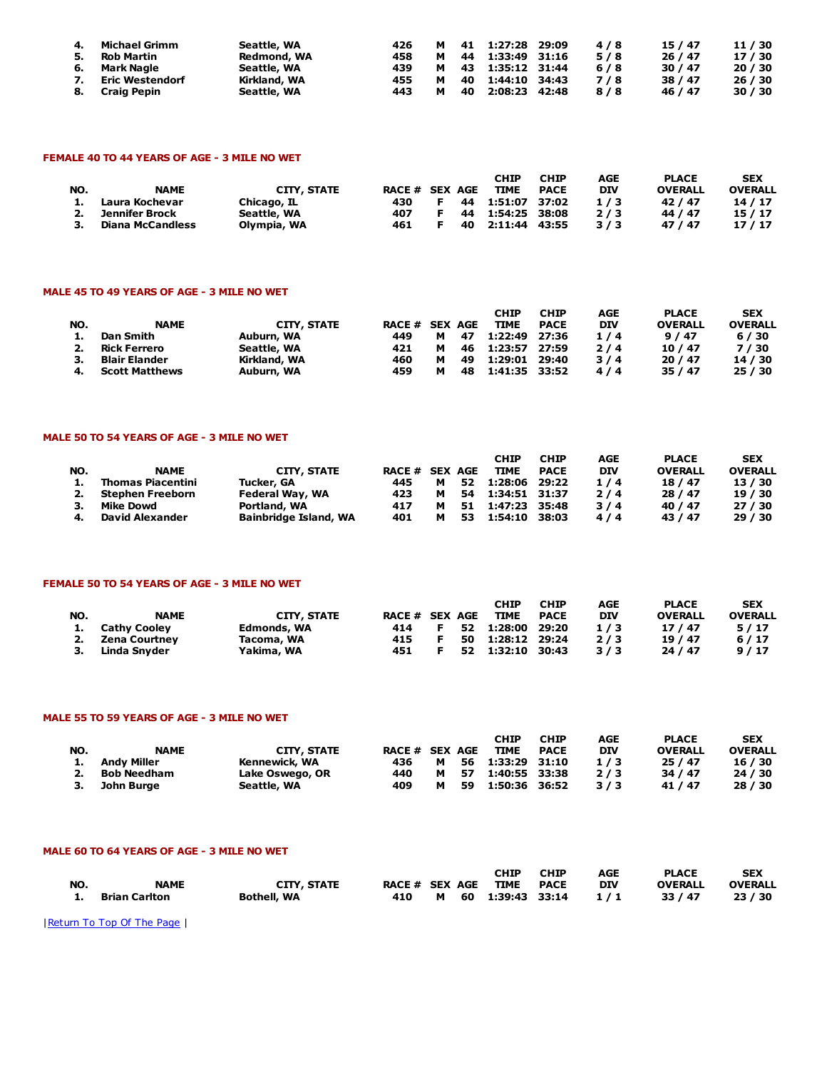| NO. | NAME | CITY, STATE | RACE # | SEX | AGE | CHIP TIME | CHIP PACE | AGE DIV | PLACE OVERALL | SEX OVERALL |
|---|---|---|---|---|---|---|---|---|---|---|
| 4. | Michael Grimm | Seattle, WA | 426 | M | 41 | 1:27:28 | 29:09 | 4 / 8 | 15 / 47 | 11 / 30 |
| 5. | Rob Martin | Redmond, WA | 458 | M | 44 | 1:33:49 | 31:16 | 5 / 8 | 26 / 47 | 17 / 30 |
| 6. | Mark Nagle | Seattle, WA | 439 | M | 43 | 1:35:12 | 31:44 | 6 / 8 | 30 / 47 | 20 / 30 |
| 7. | Eric Westendorf | Kirkland, WA | 455 | M | 40 | 1:44:10 | 34:43 | 7 / 8 | 38 / 47 | 26 / 30 |
| 8. | Craig Pepin | Seattle, WA | 443 | M | 40 | 2:08:23 | 42:48 | 8 / 8 | 46 / 47 | 30 / 30 |

### FEMALE 40 TO 44 YEARS OF AGE - 3 MILE NO WET

| NO. | NAME | CITY, STATE | RACE # | SEX | AGE | CHIP TIME | CHIP PACE | AGE DIV | PLACE OVERALL | SEX OVERALL |
|---|---|---|---|---|---|---|---|---|---|---|
| 1. | Laura Kochevar | Chicago, IL | 430 | F | 44 | 1:51:07 | 37:02 | 1 / 3 | 42 / 47 | 14 / 17 |
| 2. | Jennifer Brock | Seattle, WA | 407 | F | 44 | 1:54:25 | 38:08 | 2 / 3 | 44 / 47 | 15 / 17 |
| 3. | Diana McCandless | Olympia, WA | 461 | F | 40 | 2:11:44 | 43:55 | 3 / 3 | 47 / 47 | 17 / 17 |

### MALE 45 TO 49 YEARS OF AGE - 3 MILE NO WET

| NO. | NAME | CITY, STATE | RACE # | SEX | AGE | CHIP TIME | CHIP PACE | AGE DIV | PLACE OVERALL | SEX OVERALL |
|---|---|---|---|---|---|---|---|---|---|---|
| 1. | Dan Smith | Auburn, WA | 449 | M | 47 | 1:22:49 | 27:36 | 1 / 4 | 9 / 47 | 6 / 30 |
| 2. | Rick Ferrero | Seattle, WA | 421 | M | 46 | 1:23:57 | 27:59 | 2 / 4 | 10 / 47 | 7 / 30 |
| 3. | Blair Elander | Kirkland, WA | 460 | M | 49 | 1:29:01 | 29:40 | 3 / 4 | 20 / 47 | 14 / 30 |
| 4. | Scott Matthews | Auburn, WA | 459 | M | 48 | 1:41:35 | 33:52 | 4 / 4 | 35 / 47 | 25 / 30 |

### MALE 50 TO 54 YEARS OF AGE - 3 MILE NO WET

| NO. | NAME | CITY, STATE | RACE # | SEX | AGE | CHIP TIME | CHIP PACE | AGE DIV | PLACE OVERALL | SEX OVERALL |
|---|---|---|---|---|---|---|---|---|---|---|
| 1. | Thomas Piacentini | Tucker, GA | 445 | M | 52 | 1:28:06 | 29:22 | 1 / 4 | 18 / 47 | 13 / 30 |
| 2. | Stephen Freeborn | Federal Way, WA | 423 | M | 54 | 1:34:51 | 31:37 | 2 / 4 | 28 / 47 | 19 / 30 |
| 3. | Mike Dowd | Portland, WA | 417 | M | 51 | 1:47:23 | 35:48 | 3 / 4 | 40 / 47 | 27 / 30 |
| 4. | David Alexander | Bainbridge Island, WA | 401 | M | 53 | 1:54:10 | 38:03 | 4 / 4 | 43 / 47 | 29 / 30 |

### FEMALE 50 TO 54 YEARS OF AGE - 3 MILE NO WET

| NO. | NAME | CITY, STATE | RACE # | SEX | AGE | CHIP TIME | CHIP PACE | AGE DIV | PLACE OVERALL | SEX OVERALL |
|---|---|---|---|---|---|---|---|---|---|---|
| 1. | Cathy Cooley | Edmonds, WA | 414 | F | 52 | 1:28:00 | 29:20 | 1 / 3 | 17 / 47 | 5 / 17 |
| 2. | Zena Courtney | Tacoma, WA | 415 | F | 50 | 1:28:12 | 29:24 | 2 / 3 | 19 / 47 | 6 / 17 |
| 3. | Linda Snyder | Yakima, WA | 451 | F | 52 | 1:32:10 | 30:43 | 3 / 3 | 24 / 47 | 9 / 17 |

### MALE 55 TO 59 YEARS OF AGE - 3 MILE NO WET

| NO. | NAME | CITY, STATE | RACE # | SEX | AGE | CHIP TIME | CHIP PACE | AGE DIV | PLACE OVERALL | SEX OVERALL |
|---|---|---|---|---|---|---|---|---|---|---|
| 1. | Andy Miller | Kennewick, WA | 436 | M | 56 | 1:33:29 | 31:10 | 1 / 3 | 25 / 47 | 16 / 30 |
| 2. | Bob Needham | Lake Oswego, OR | 440 | M | 57 | 1:40:55 | 33:38 | 2 / 3 | 34 / 47 | 24 / 30 |
| 3. | John Burge | Seattle, WA | 409 | M | 59 | 1:50:36 | 36:52 | 3 / 3 | 41 / 47 | 28 / 30 |

### MALE 60 TO 64 YEARS OF AGE - 3 MILE NO WET

| NO. | NAME | CITY, STATE | RACE # | SEX | AGE | CHIP TIME | CHIP PACE | AGE DIV | PLACE OVERALL | SEX OVERALL |
|---|---|---|---|---|---|---|---|---|---|---|
| 1. | Brian Carlton | Bothell, WA | 410 | M | 60 | 1:39:43 | 33:14 | 1 / 1 | 33 / 47 | 23 / 30 |

| Return To Top Of The Page |